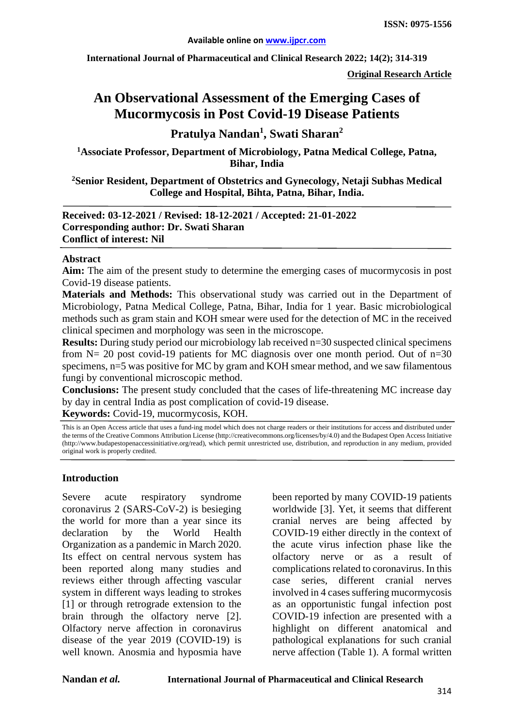**Original Research Article**

# An Observational Assessment of the Emerging Cases of Mucormycosis in Post Covid-19 Disease Patients

## Pratulya Nandan[1], Swati Sharan[2]

**[1]Associate Professor, Department of Microbiology, Patna Medical College, Patna, Bihar, India**

**[2]Senior Resident, Department of Obstetrics and Gynecology, Netaji Subhas Medical College and Hospital, Bihta, Patna, Bihar, India.**

**Received: 03-12-2021 / Revised: 18-12-2021 / Accepted: 21-01-2022**
**Corresponding author: Dr. Swati Sharan**
**Conflict of interest: Nil**

### Abstract

**Aim:** The aim of the present study to determine the emerging cases of mucormycosis in post Covid-19 disease patients.

**Materials and Methods:** This observational study was carried out in the Department of Microbiology, Patna Medical College, Patna, Bihar, India for 1 year. Basic microbiological methods such as gram stain and KOH smear were used for the detection of MC in the received clinical specimen and morphology was seen in the microscope.

**Results:** During study period our microbiology lab received n=30 suspected clinical specimens from N= 20 post covid-19 patients for MC diagnosis over one month period. Out of n=30 specimens, n=5 was positive for MC by gram and KOH smear method, and we saw filamentous fungi by conventional microscopic method.

**Conclusions:** The present study concluded that the cases of life-threatening MC increase day by day in central India as post complication of covid-19 disease.

**Keywords:** Covid-19, mucormycosis, KOH.

This is an Open Access article that uses a fund-ing model which does not charge readers or their institutions for access and distributed under the terms of the Creative Commons Attribution License (http://creativecommons.org/licenses/by/4.0) and the Budapest Open Access Initiative (http://www.budapestopenaccessinitiative.org/read), which permit unrestricted use, distribution, and reproduction in any medium, provided original work is properly credited.

### Introduction

Severe acute respiratory syndrome coronavirus 2 (SARS-CoV-2) is besieging the world for more than a year since its declaration by the World Health Organization as a pandemic in March 2020. Its effect on central nervous system has been reported along many studies and reviews either through affecting vascular system in different ways leading to strokes [1] or through retrograde extension to the brain through the olfactory nerve [2]. Olfactory nerve affection in coronavirus disease of the year 2019 (COVID-19) is well known. Anosmia and hyposmia have been reported by many COVID-19 patients worldwide [3]. Yet, it seems that different cranial nerves are being affected by COVID-19 either directly in the context of the acute virus infection phase like the olfactory nerve or as a result of complications related to coronavirus. In this case series, different cranial nerves involved in 4 cases suffering mucormycosis as an opportunistic fungal infection post COVID-19 infection are presented with a highlight on different anatomical and pathological explanations for such cranial nerve affection (Table 1). A formal written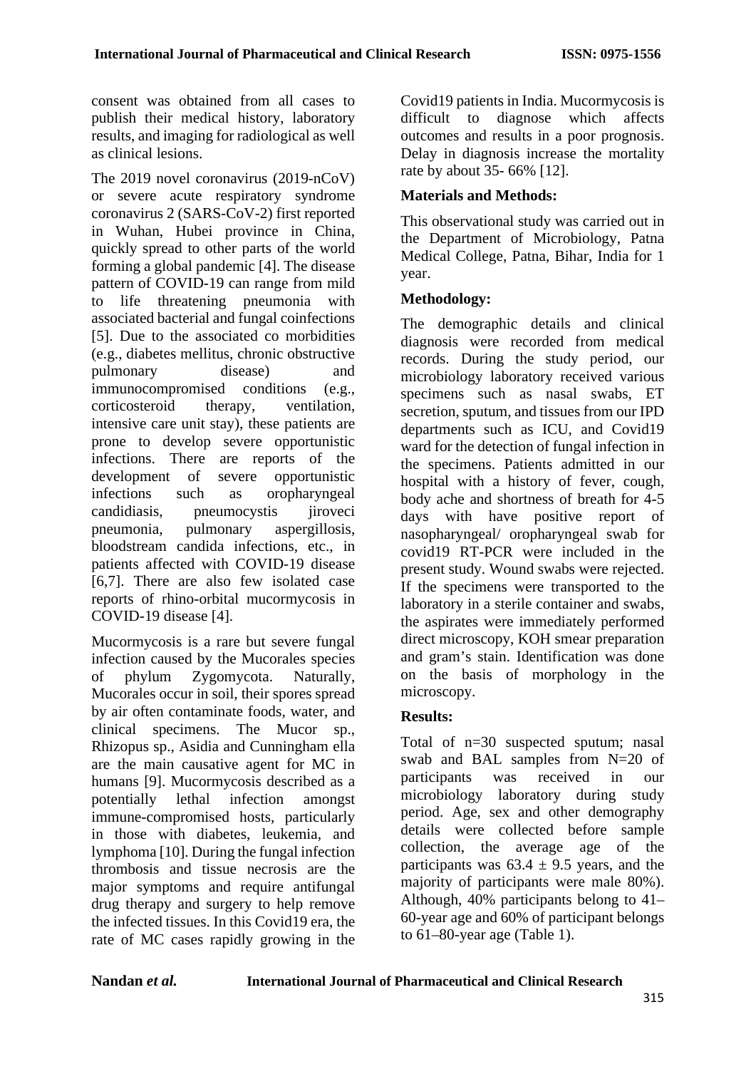consent was obtained from all cases to publish their medical history, laboratory results, and imaging for radiological as well as clinical lesions.

The 2019 novel coronavirus (2019-nCoV) or severe acute respiratory syndrome coronavirus 2 (SARS-CoV-2) first reported in Wuhan, Hubei province in China, quickly spread to other parts of the world forming a global pandemic [4]. The disease pattern of COVID-19 can range from mild to life threatening pneumonia with associated bacterial and fungal coinfections [5]. Due to the associated co morbidities (e.g., diabetes mellitus, chronic obstructive pulmonary disease) and immunocompromised conditions (e.g., corticosteroid therapy, ventilation, intensive care unit stay), these patients are prone to develop severe opportunistic infections. There are reports of the development of severe opportunistic infections such as oropharyngeal candidiasis, pneumocystis jiroveci pneumonia, pulmonary aspergillosis, bloodstream candida infections, etc., in patients affected with COVID-19 disease [6,7]. There are also few isolated case reports of rhino-orbital mucormycosis in COVID-19 disease [4].

Mucormycosis is a rare but severe fungal infection caused by the Mucorales species of phylum Zygomycota. Naturally, Mucorales occur in soil, their spores spread by air often contaminate foods, water, and clinical specimens. The Mucor sp., Rhizopus sp., Asidia and Cunningham ella are the main causative agent for MC in humans [9]. Mucormycosis described as a potentially lethal infection amongst immune-compromised hosts, particularly in those with diabetes, leukemia, and lymphoma [10]. During the fungal infection thrombosis and tissue necrosis are the major symptoms and require antifungal drug therapy and surgery to help remove the infected tissues. In this Covid19 era, the rate of MC cases rapidly growing in the Covid19 patients in India. Mucormycosis is difficult to diagnose which affects outcomes and results in a poor prognosis. Delay in diagnosis increase the mortality rate by about 35- 66% [12].

## Materials and Methods:

This observational study was carried out in the Department of Microbiology, Patna Medical College, Patna, Bihar, India for 1 year.

## Methodology:

The demographic details and clinical diagnosis were recorded from medical records. During the study period, our microbiology laboratory received various specimens such as nasal swabs, ET secretion, sputum, and tissues from our IPD departments such as ICU, and Covid19 ward for the detection of fungal infection in the specimens. Patients admitted in our hospital with a history of fever, cough, body ache and shortness of breath for 4-5 days with have positive report of nasopharyngeal/ oropharyngeal swab for covid19 RT-PCR were included in the present study. Wound swabs were rejected. If the specimens were transported to the laboratory in a sterile container and swabs, the aspirates were immediately performed direct microscopy, KOH smear preparation and gram's stain. Identification was done on the basis of morphology in the microscopy.

## Results:

Total of n=30 suspected sputum; nasal swab and BAL samples from N=20 of participants was received in our microbiology laboratory during study period. Age, sex and other demography details were collected before sample collection, the average age of the participants was $63.4 \pm 9.5$ years, and the majority of participants were male 80%). Although, 40% participants belong to 41–60-year age and 60% of participant belongs to 61–80-year age (Table 1).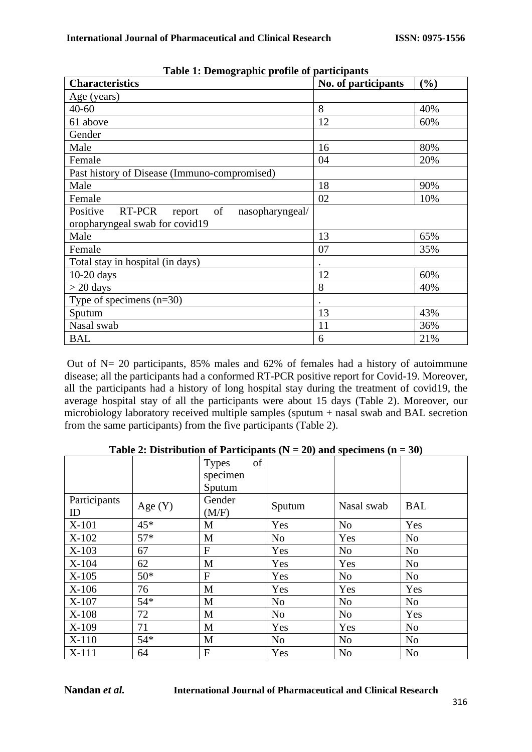**Table 1: Demographic profile of participants**

| Characteristics | No. of participants | (%) |
|---|---|---|
| Age (years) | | |
| 40-60 | 8 | 40% |
| 61 above | 12 | 60% |
| Gender | | |
| Male | 16 | 80% |
| Female | 04 | 20% |
| Past history of Disease (Immuno-compromised) | | |
| Male | 18 | 90% |
| Female | 02 | 10% |
| Positive RT-PCR report of nasopharyngeal/ oropharyngeal swab for covid19 | | |
| Male | 13 | 65% |
| Female | 07 | 35% |
| Total stay in hospital (in days) | . | |
| 10-20 days | 12 | 60% |
| > 20 days | 8 | 40% |
| Type of specimens (n=30) | . | |
| Sputum | 13 | 43% |
| Nasal swab | 11 | 36% |
| BAL | 6 | 21% |

Out of N= 20 participants, 85% males and 62% of females had a history of autoimmune disease; all the participants had a conformed RT-PCR positive report for Covid-19. Moreover, all the participants had a history of long hospital stay during the treatment of covid19, the average hospital stay of all the participants were about 15 days (Table 2). Moreover, our microbiology laboratory received multiple samples (sputum + nasal swab and BAL secretion from the same participants) from the five participants (Table 2).

**Table 2: Distribution of Participants (N = 20) and specimens (n = 30)**

| | | Types of specimen Sputum | | | |
|---|---|---|---|---|---|
| Participants ID | Age (Y) | Gender (M/F) | Sputum | Nasal swab | BAL |
| X-101 | 45* | M | Yes | No | Yes |
| X-102 | 57* | M | No | Yes | No |
| X-103 | 67 | F | Yes | No | No |
| X-104 | 62 | M | Yes | Yes | No |
| X-105 | 50* | F | Yes | No | No |
| X-106 | 76 | M | Yes | Yes | Yes |
| X-107 | 54* | M | No | No | No |
| X-108 | 72 | M | No | No | Yes |
| X-109 | 71 | M | Yes | Yes | No |
| X-110 | 54* | M | No | No | No |
| X-111 | 64 | F | Yes | No | No |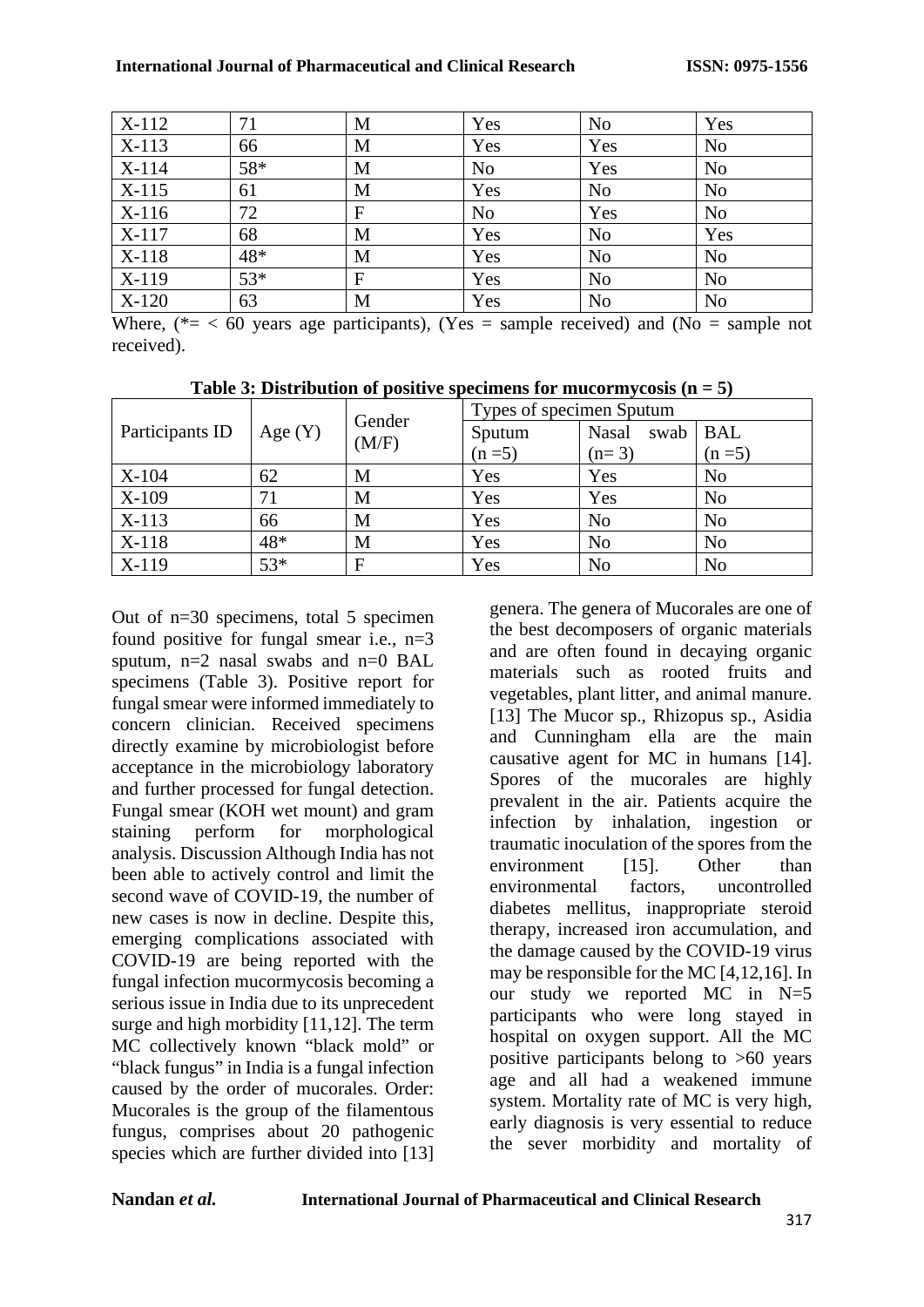| X-112 | 71 | M | Yes | No | Yes |
|---|---|---|---|---|---|
| X-113 | 66 | M | Yes | Yes | No |
| X-114 | 58* | M | No | Yes | No |
| X-115 | 61 | M | Yes | No | No |
| X-116 | 72 | F | No | Yes | No |
| X-117 | 68 | M | Yes | No | Yes |
| X-118 | 48* | M | Yes | No | No |
| X-119 | 53* | F | Yes | No | No |
| X-120 | 63 | M | Yes | No | No |

Where, (*= < 60 years age participants), (Yes = sample received) and (No = sample not received).

**Table 3: Distribution of positive specimens for mucormycosis (n = 5)**

| Participants ID | Age (Y) | Gender (M/F) | Types of specimen Sputum | | |
|---|---|---|---|---|---|
| | | | Sputum (n =5) | Nasal swab (n= 3) | BAL (n =5) |
| X-104 | 62 | M | Yes | Yes | No |
| X-109 | 71 | M | Yes | Yes | No |
| X-113 | 66 | M | Yes | No | No |
| X-118 | 48* | M | Yes | No | No |
| X-119 | 53* | F | Yes | No | No |

Out of n=30 specimens, total 5 specimen found positive for fungal smear i.e., n=3 sputum, n=2 nasal swabs and n=0 BAL specimens (Table 3). Positive report for fungal smear were informed immediately to concern clinician. Received specimens directly examine by microbiologist before acceptance in the microbiology laboratory and further processed for fungal detection. Fungal smear (KOH wet mount) and gram staining perform for morphological analysis. Discussion Although India has not been able to actively control and limit the second wave of COVID-19, the number of new cases is now in decline. Despite this, emerging complications associated with COVID-19 are being reported with the fungal infection mucormycosis becoming a serious issue in India due to its unprecedent surge and high morbidity [11,12]. The term MC collectively known "black mold" or "black fungus" in India is a fungal infection caused by the order of mucorales. Order: Mucorales is the group of the filamentous fungus, comprises about 20 pathogenic species which are further divided into [13] genera. The genera of Mucorales are one of the best decomposers of organic materials and are often found in decaying organic materials such as rooted fruits and vegetables, plant litter, and animal manure. [13] The Mucor sp., Rhizopus sp., Asidia and Cunningham ella are the main causative agent for MC in humans [14]. Spores of the mucorales are highly prevalent in the air. Patients acquire the infection by inhalation, ingestion or traumatic inoculation of the spores from the environment [15]. Other than environmental factors, uncontrolled diabetes mellitus, inappropriate steroid therapy, increased iron accumulation, and the damage caused by the COVID-19 virus may be responsible for the MC [4,12,16]. In our study we reported MC in N=5 participants who were long stayed in hospital on oxygen support. All the MC positive participants belong to >60 years age and all had a weakened immune system. Mortality rate of MC is very high, early diagnosis is very essential to reduce the sever morbidity and mortality of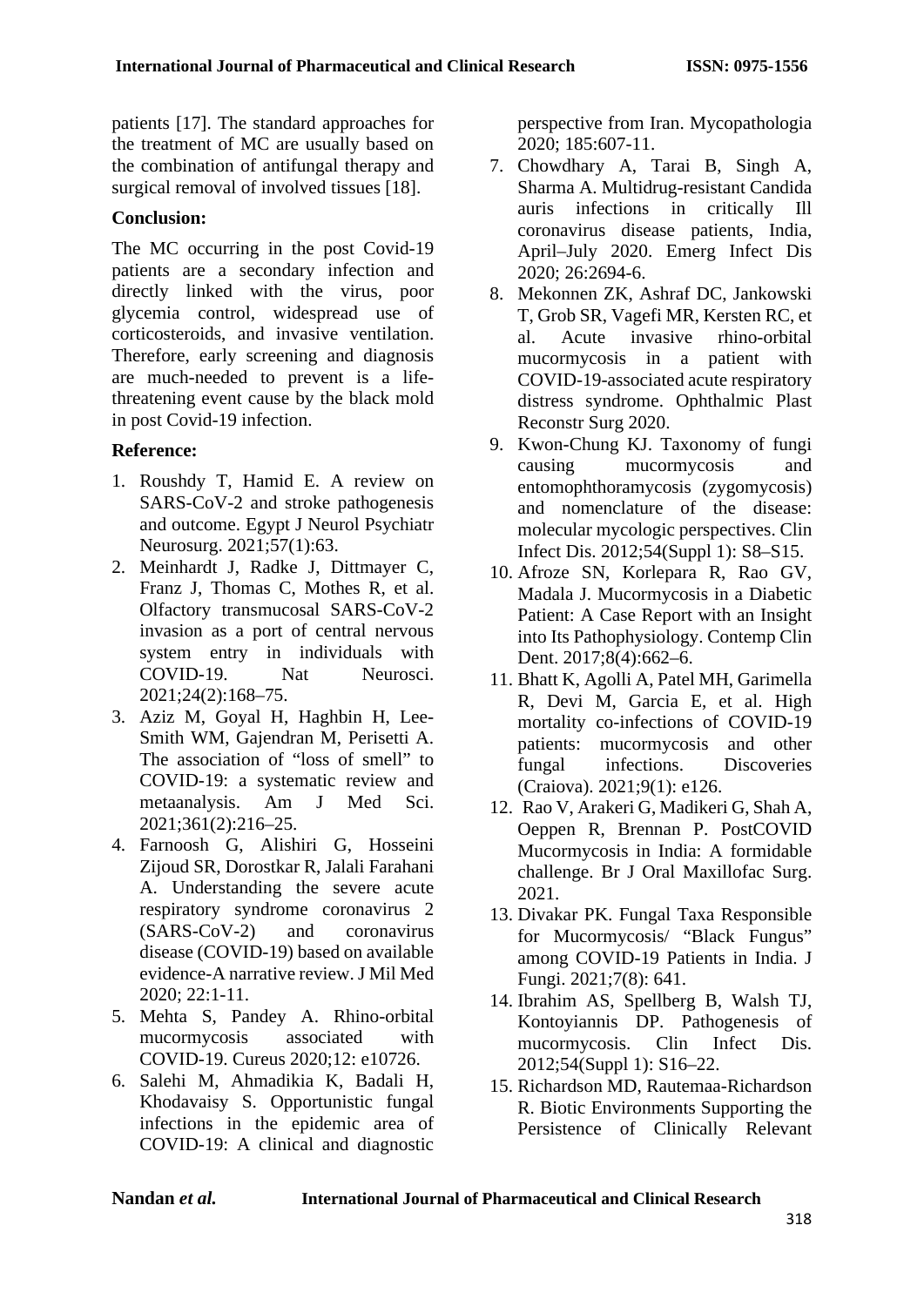patients [17]. The standard approaches for the treatment of MC are usually based on the combination of antifungal therapy and surgical removal of involved tissues [18].

## Conclusion:

The MC occurring in the post Covid-19 patients are a secondary infection and directly linked with the virus, poor glycemia control, widespread use of corticosteroids, and invasive ventilation. Therefore, early screening and diagnosis are much-needed to prevent is a life-threatening event cause by the black mold in post Covid-19 infection.

## Reference:

1. Roushdy T, Hamid E. A review on SARS-CoV-2 and stroke pathogenesis and outcome. Egypt J Neurol Psychiatr Neurosurg. 2021;57(1):63.
2. Meinhardt J, Radke J, Dittmayer C, Franz J, Thomas C, Mothes R, et al. Olfactory transmucosal SARS-CoV-2 invasion as a port of central nervous system entry in individuals with COVID-19. Nat Neurosci. 2021;24(2):168–75.
3. Aziz M, Goyal H, Haghbin H, Lee-Smith WM, Gajendran M, Perisetti A. The association of "loss of smell" to COVID-19: a systematic review and metaanalysis. Am J Med Sci. 2021;361(2):216–25.
4. Farnoosh G, Alishiri G, Hosseini Zijoud SR, Dorostkar R, Jalali Farahani A. Understanding the severe acute respiratory syndrome coronavirus 2 (SARS-CoV-2) and coronavirus disease (COVID-19) based on available evidence-A narrative review. J Mil Med 2020; 22:1-11.
5. Mehta S, Pandey A. Rhino-orbital mucormycosis associated with COVID-19. Cureus 2020;12: e10726.
6. Salehi M, Ahmadikia K, Badali H, Khodavaisy S. Opportunistic fungal infections in the epidemic area of COVID-19: A clinical and diagnostic perspective from Iran. Mycopathologia 2020; 185:607-11.
7. Chowdhary A, Tarai B, Singh A, Sharma A. Multidrug-resistant Candida auris infections in critically Ill coronavirus disease patients, India, April–July 2020. Emerg Infect Dis 2020; 26:2694-6.
8. Mekonnen ZK, Ashraf DC, Jankowski T, Grob SR, Vagefi MR, Kersten RC, et al. Acute invasive rhino-orbital mucormycosis in a patient with COVID-19-associated acute respiratory distress syndrome. Ophthalmic Plast Reconstr Surg 2020.
9. Kwon-Chung KJ. Taxonomy of fungi causing mucormycosis and entomophthoramycosis (zygomycosis) and nomenclature of the disease: molecular mycologic perspectives. Clin Infect Dis. 2012;54(Suppl 1): S8–S15.
10. Afroze SN, Korlepara R, Rao GV, Madala J. Mucormycosis in a Diabetic Patient: A Case Report with an Insight into Its Pathophysiology. Contemp Clin Dent. 2017;8(4):662–6.
11. Bhatt K, Agolli A, Patel MH, Garimella R, Devi M, Garcia E, et al. High mortality co-infections of COVID-19 patients: mucormycosis and other fungal infections. Discoveries (Craiova). 2021;9(1): e126.
12. Rao V, Arakeri G, Madikeri G, Shah A, Oeppen R, Brennan P. PostCOVID Mucormycosis in India: A formidable challenge. Br J Oral Maxillofac Surg. 2021.
13. Divakar PK. Fungal Taxa Responsible for Mucormycosis/ "Black Fungus" among COVID-19 Patients in India. J Fungi. 2021;7(8): 641.
14. Ibrahim AS, Spellberg B, Walsh TJ, Kontoyiannis DP. Pathogenesis of mucormycosis. Clin Infect Dis. 2012;54(Suppl 1): S16–22.
15. Richardson MD, Rautemaa-Richardson R. Biotic Environments Supporting the Persistence of Clinically Relevant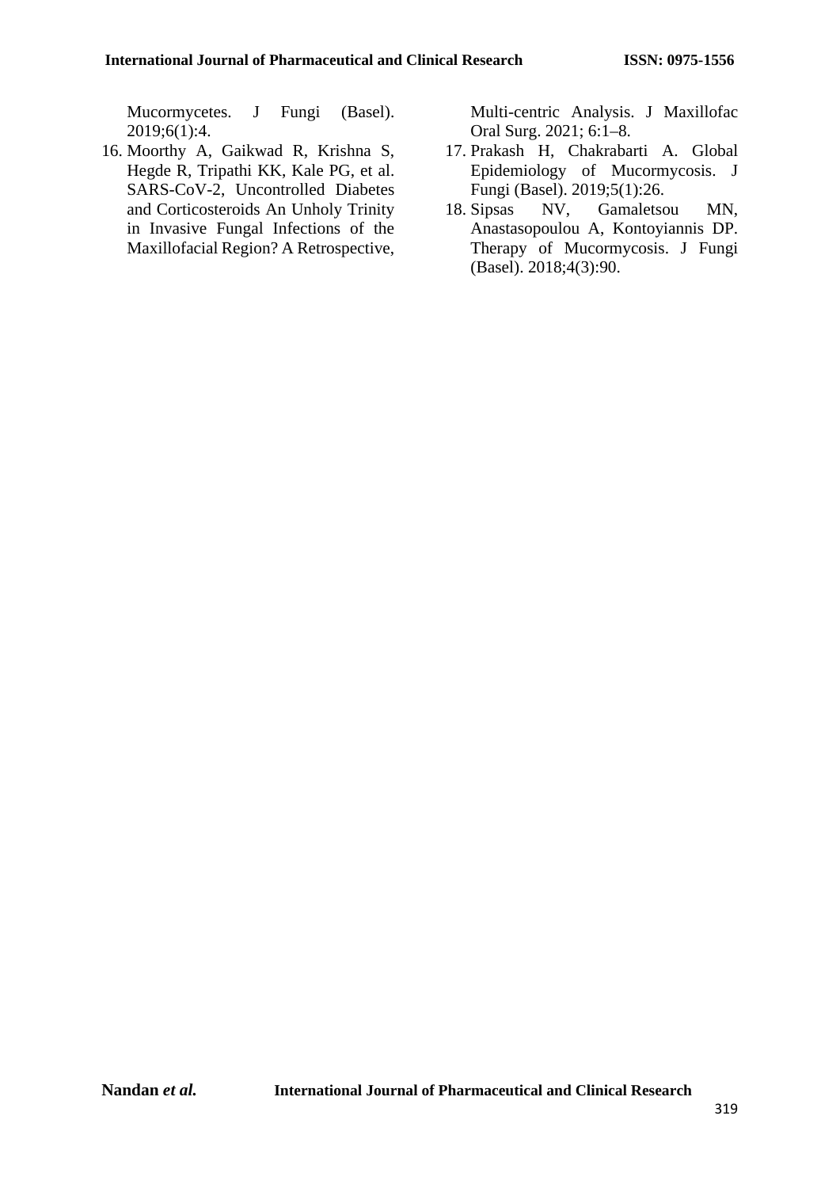Mucormycetes. J Fungi (Basel). 2019;6(1):4.

16. Moorthy A, Gaikwad R, Krishna S, Hegde R, Tripathi KK, Kale PG, et al. SARS-CoV-2, Uncontrolled Diabetes and Corticosteroids An Unholy Trinity in Invasive Fungal Infections of the Maxillofacial Region? A Retrospective, Multi-centric Analysis. J Maxillofac Oral Surg. 2021; 6:1–8.
17. Prakash H, Chakrabarti A. Global Epidemiology of Mucormycosis. J Fungi (Basel). 2019;5(1):26.
18. Sipsas NV, Gamaletsou MN, Anastasopoulou A, Kontoyiannis DP. Therapy of Mucormycosis. J Fungi (Basel). 2018;4(3):90.